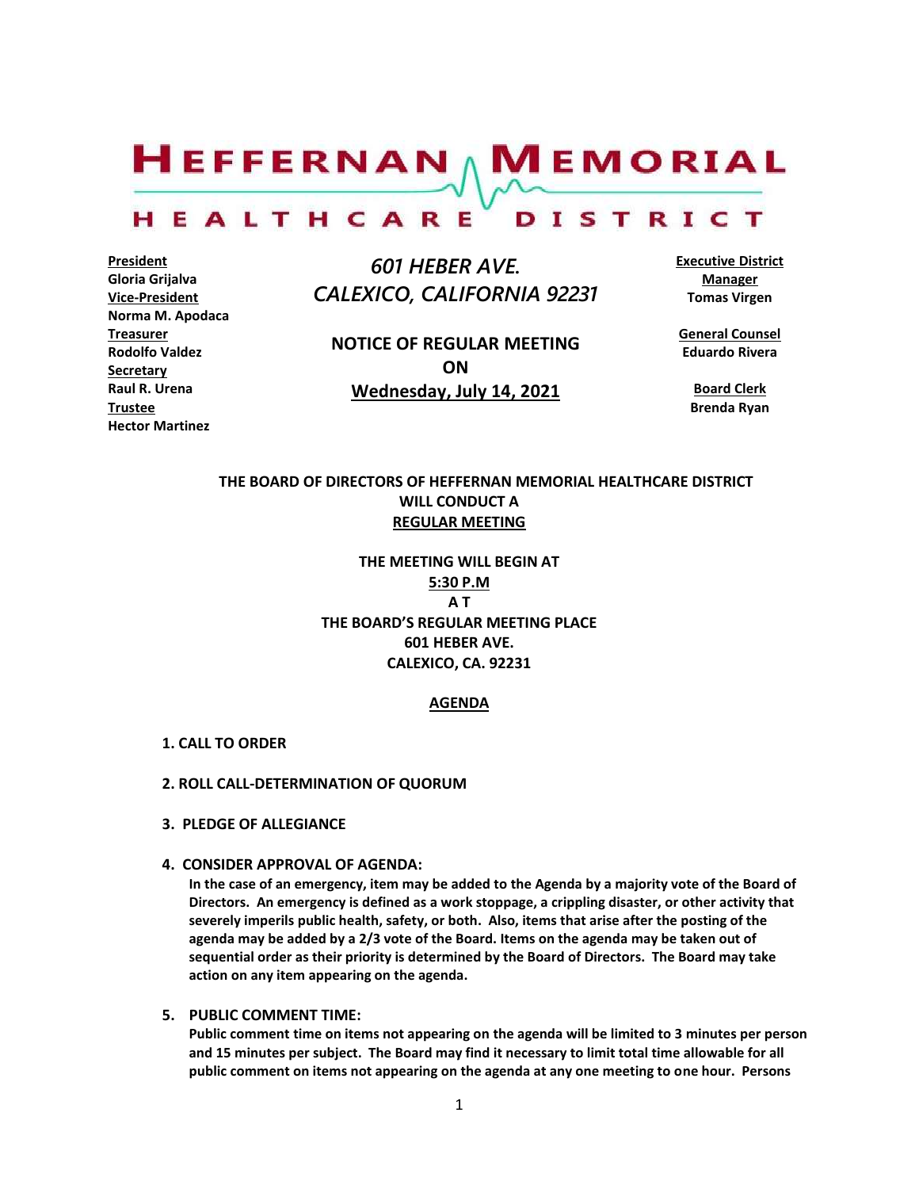# HEFFERNAN MEMORIAL HEALTHCARE DISTRICT

**President**
**Gloria Grijalva**
**Vice-President**
**Norma M. Apodaca**
**Treasurer**
**Rodolfo Valdez**
**Secretary**
**Raul R. Urena**
**Trustee**
**Hector Martinez**

*601 HEBER AVE.*
*CALEXICO, CALIFORNIA 92231*

**NOTICE OF REGULAR MEETING**
**ON**
**Wednesday, July 14, 2021**

**Executive District Manager**
**Tomas Virgen**

**General Counsel**
**Eduardo Rivera**

**Board Clerk**
**Brenda Ryan**

**THE BOARD OF DIRECTORS OF HEFFERNAN MEMORIAL HEALTHCARE DISTRICT WILL CONDUCT A REGULAR MEETING**

**THE MEETING WILL BEGIN AT**
**5:30 P.M**
**A T**
**THE BOARD'S REGULAR MEETING PLACE**
**601 HEBER AVE.**
**CALEXICO, CA. 92231**

## AGENDA

**1. CALL TO ORDER**

**2. ROLL CALL-DETERMINATION OF QUORUM**

**3. PLEDGE OF ALLEGIANCE**

**4. CONSIDER APPROVAL OF AGENDA:**
**In the case of an emergency, item may be added to the Agenda by a majority vote of the Board of Directors. An emergency is defined as a work stoppage, a crippling disaster, or other activity that severely imperils public health, safety, or both. Also, items that arise after the posting of the agenda may be added by a 2/3 vote of the Board. Items on the agenda may be taken out of sequential order as their priority is determined by the Board of Directors. The Board may take action on any item appearing on the agenda.**

**5. PUBLIC COMMENT TIME:**
**Public comment time on items not appearing on the agenda will be limited to 3 minutes per person and 15 minutes per subject. The Board may find it necessary to limit total time allowable for all public comment on items not appearing on the agenda at any one meeting to one hour. Persons**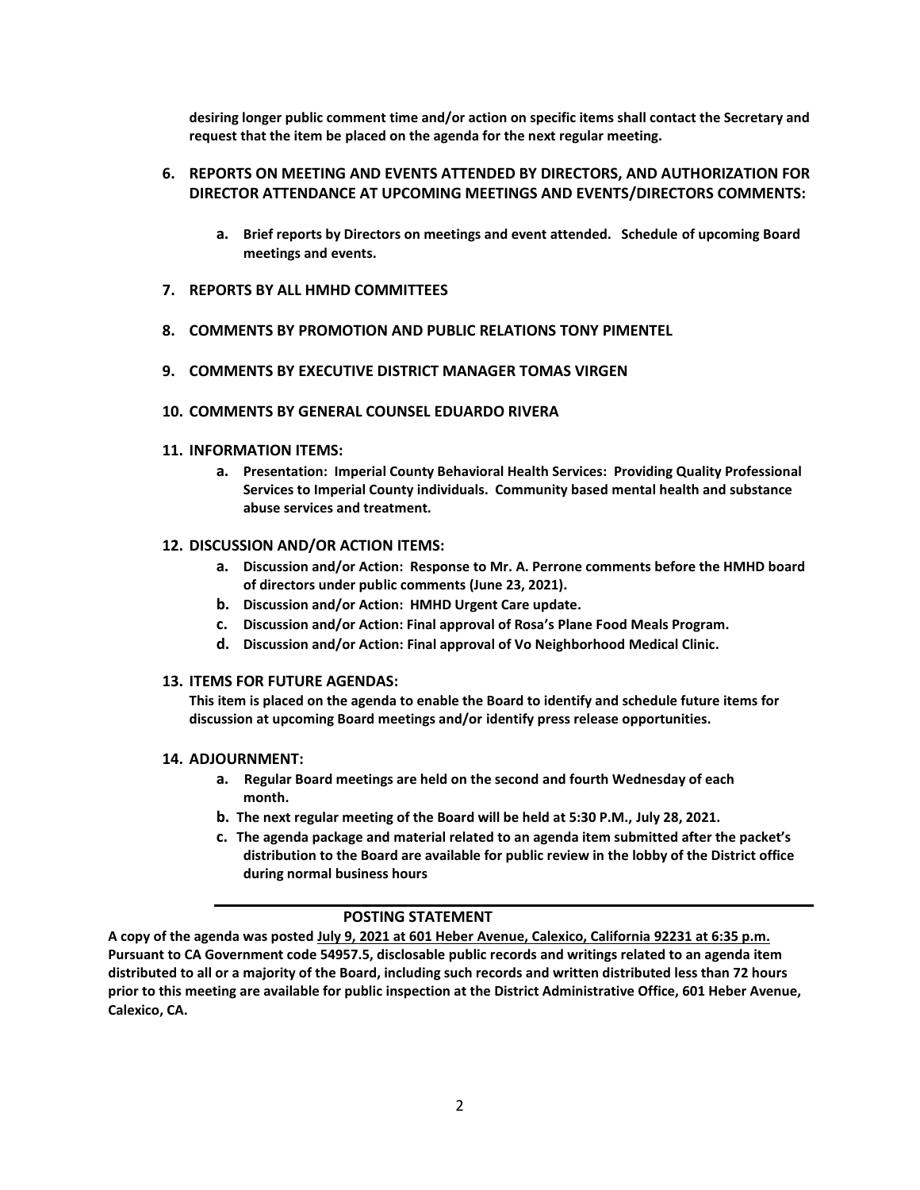**desiring longer public comment time and/or action on specific items shall contact the Secretary and request that the item be placed on the agenda for the next regular meeting.**

**6. REPORTS ON MEETING AND EVENTS ATTENDED BY DIRECTORS, AND AUTHORIZATION FOR DIRECTOR ATTENDANCE AT UPCOMING MEETINGS AND EVENTS/DIRECTORS COMMENTS:**

   **a. Brief reports by Directors on meetings and event attended. Schedule of upcoming Board meetings and events.**

**7. REPORTS BY ALL HMHD COMMITTEES**

**8. COMMENTS BY PROMOTION AND PUBLIC RELATIONS TONY PIMENTEL**

**9. COMMENTS BY EXECUTIVE DISTRICT MANAGER TOMAS VIRGEN**

**10. COMMENTS BY GENERAL COUNSEL EDUARDO RIVERA**

**11. INFORMATION ITEMS:**

   **a. Presentation: Imperial County Behavioral Health Services: Providing Quality Professional Services to Imperial County individuals. Community based mental health and substance abuse services and treatment.**

**12. DISCUSSION AND/OR ACTION ITEMS:**

   **a. Discussion and/or Action: Response to Mr. A. Perrone comments before the HMHD board of directors under public comments (June 23, 2021).**
   **b. Discussion and/or Action: HMHD Urgent Care update.**
   **c. Discussion and/or Action: Final approval of Rosa's Plane Food Meals Program.**
   **d. Discussion and/or Action: Final approval of Vo Neighborhood Medical Clinic.**

**13. ITEMS FOR FUTURE AGENDAS:**

**This item is placed on the agenda to enable the Board to identify and schedule future items for discussion at upcoming Board meetings and/or identify press release opportunities.**

**14. ADJOURNMENT:**

   **a. Regular Board meetings are held on the second and fourth Wednesday of each month.**
   **b. The next regular meeting of the Board will be held at 5:30 P.M., July 28, 2021.**
   **c. The agenda package and material related to an agenda item submitted after the packet's distribution to the Board are available for public review in the lobby of the District office during normal business hours**

**POSTING STATEMENT**

**A copy of the agenda was posted July 9, 2021 at 601 Heber Avenue, Calexico, California 92231 at 6:35 p.m. Pursuant to CA Government code 54957.5, disclosable public records and writings related to an agenda item distributed to all or a majority of the Board, including such records and written distributed less than 72 hours prior to this meeting are available for public inspection at the District Administrative Office, 601 Heber Avenue, Calexico, CA.**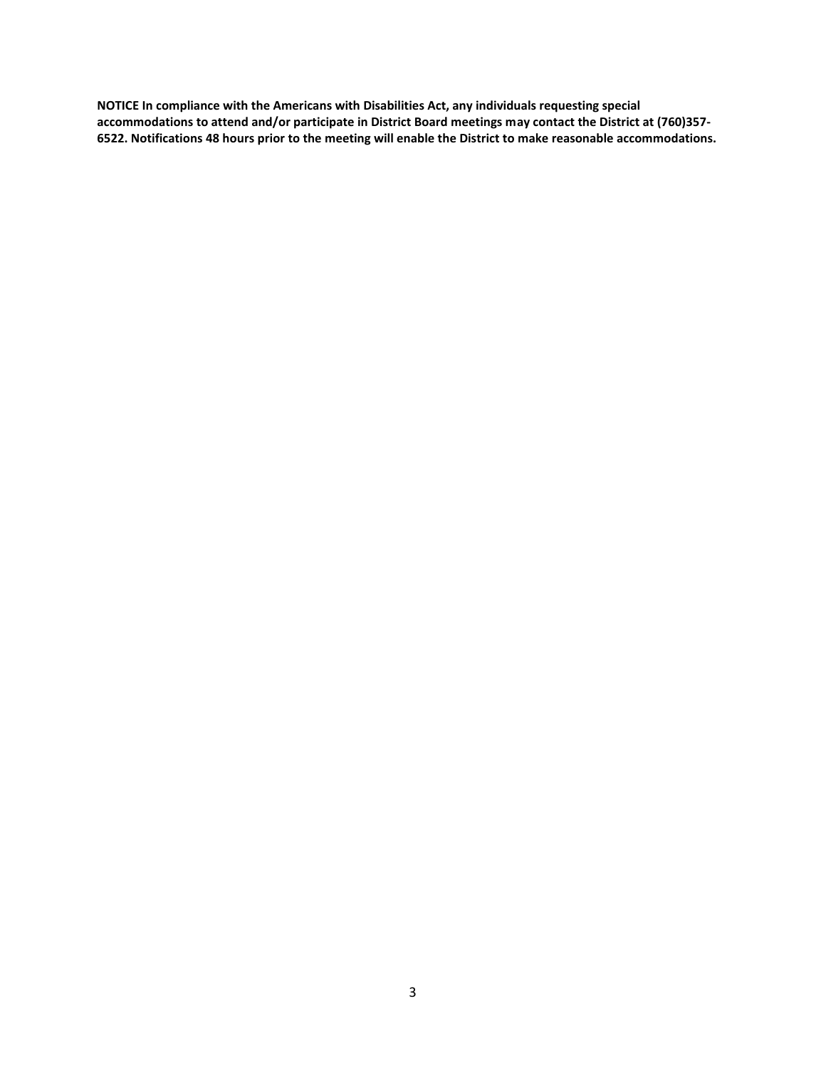**NOTICE In compliance with the Americans with Disabilities Act, any individuals requesting special accommodations to attend and/or participate in District Board meetings may contact the District at (760)357-6522. Notifications 48 hours prior to the meeting will enable the District to make reasonable accommodations.**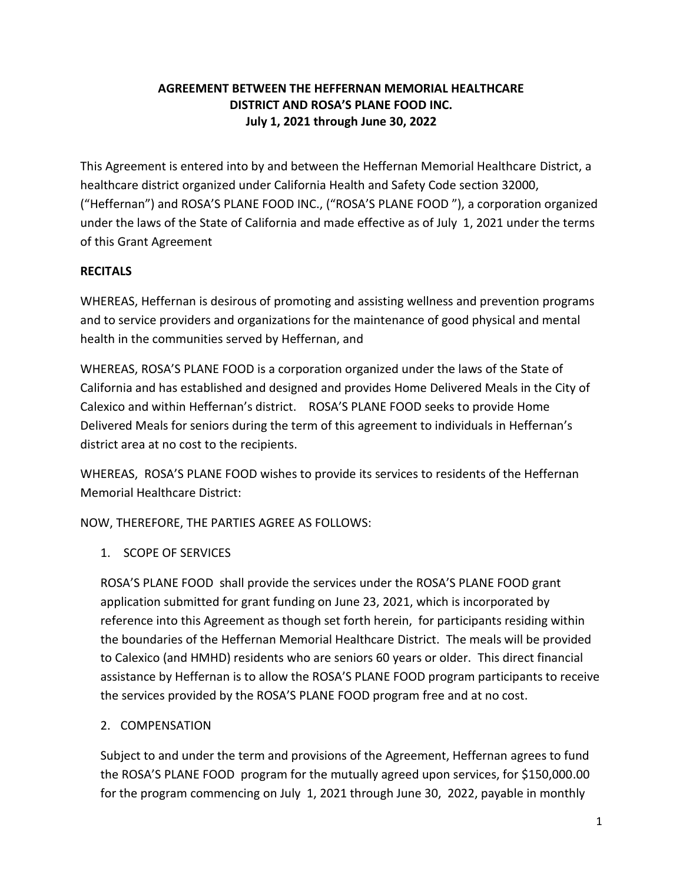**AGREEMENT BETWEEN THE HEFFERNAN MEMORIAL HEALTHCARE DISTRICT AND ROSA'S PLANE FOOD INC.**
**July 1, 2021 through June 30, 2022**

This Agreement is entered into by and between the Heffernan Memorial Healthcare District, a healthcare district organized under California Health and Safety Code section 32000, ("Heffernan") and ROSA'S PLANE FOOD INC., ("ROSA'S PLANE FOOD "), a corporation organized under the laws of the State of California and made effective as of July 1, 2021 under the terms of this Grant Agreement

**RECITALS**

WHEREAS, Heffernan is desirous of promoting and assisting wellness and prevention programs and to service providers and organizations for the maintenance of good physical and mental health in the communities served by Heffernan, and

WHEREAS, ROSA'S PLANE FOOD is a corporation organized under the laws of the State of California and has established and designed and provides Home Delivered Meals in the City of Calexico and within Heffernan's district. ROSA'S PLANE FOOD seeks to provide Home Delivered Meals for seniors during the term of this agreement to individuals in Heffernan's district area at no cost to the recipients.

WHEREAS, ROSA'S PLANE FOOD wishes to provide its services to residents of the Heffernan Memorial Healthcare District:

NOW, THEREFORE, THE PARTIES AGREE AS FOLLOWS:

1. SCOPE OF SERVICES

   ROSA'S PLANE FOOD shall provide the services under the ROSA'S PLANE FOOD grant application submitted for grant funding on June 23, 2021, which is incorporated by reference into this Agreement as though set forth herein, for participants residing within the boundaries of the Heffernan Memorial Healthcare District. The meals will be provided to Calexico (and HMHD) residents who are seniors 60 years or older. This direct financial assistance by Heffernan is to allow the ROSA'S PLANE FOOD program participants to receive the services provided by the ROSA'S PLANE FOOD program free and at no cost.

2. COMPENSATION

   Subject to and under the term and provisions of the Agreement, Heffernan agrees to fund the ROSA'S PLANE FOOD program for the mutually agreed upon services, for $150,000.00 for the program commencing on July 1, 2021 through June 30, 2022, payable in monthly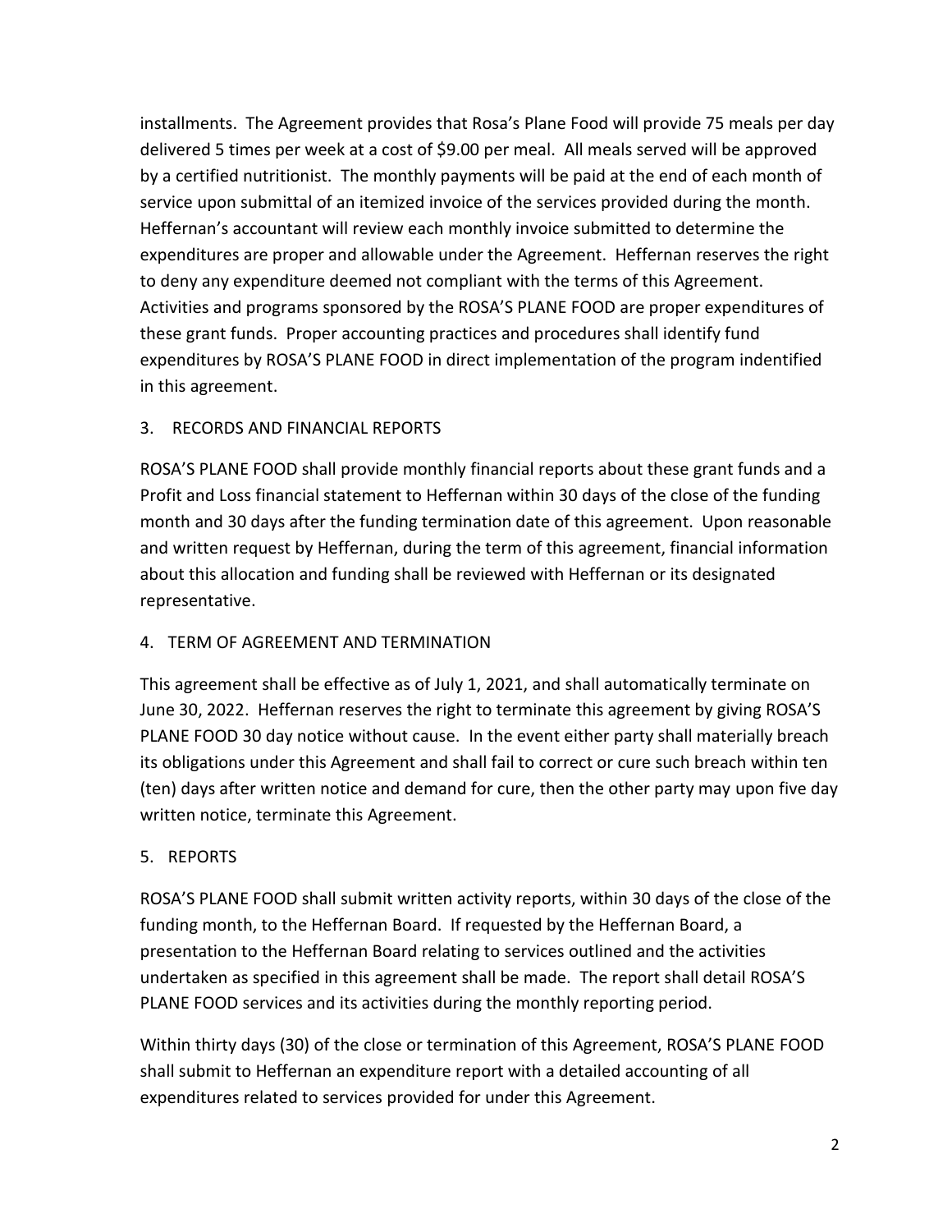installments. The Agreement provides that Rosa's Plane Food will provide 75 meals per day delivered 5 times per week at a cost of $9.00 per meal. All meals served will be approved by a certified nutritionist. The monthly payments will be paid at the end of each month of service upon submittal of an itemized invoice of the services provided during the month. Heffernan's accountant will review each monthly invoice submitted to determine the expenditures are proper and allowable under the Agreement. Heffernan reserves the right to deny any expenditure deemed not compliant with the terms of this Agreement. Activities and programs sponsored by the ROSA'S PLANE FOOD are proper expenditures of these grant funds. Proper accounting practices and procedures shall identify fund expenditures by ROSA'S PLANE FOOD in direct implementation of the program indentified in this agreement.

3. RECORDS AND FINANCIAL REPORTS

ROSA'S PLANE FOOD shall provide monthly financial reports about these grant funds and a Profit and Loss financial statement to Heffernan within 30 days of the close of the funding month and 30 days after the funding termination date of this agreement. Upon reasonable and written request by Heffernan, during the term of this agreement, financial information about this allocation and funding shall be reviewed with Heffernan or its designated representative.

4. TERM OF AGREEMENT AND TERMINATION

This agreement shall be effective as of July 1, 2021, and shall automatically terminate on June 30, 2022. Heffernan reserves the right to terminate this agreement by giving ROSA'S PLANE FOOD 30 day notice without cause. In the event either party shall materially breach its obligations under this Agreement and shall fail to correct or cure such breach within ten (ten) days after written notice and demand for cure, then the other party may upon five day written notice, terminate this Agreement.

5. REPORTS

ROSA'S PLANE FOOD shall submit written activity reports, within 30 days of the close of the funding month, to the Heffernan Board. If requested by the Heffernan Board, a presentation to the Heffernan Board relating to services outlined and the activities undertaken as specified in this agreement shall be made. The report shall detail ROSA'S PLANE FOOD services and its activities during the monthly reporting period.

Within thirty days (30) of the close or termination of this Agreement, ROSA'S PLANE FOOD shall submit to Heffernan an expenditure report with a detailed accounting of all expenditures related to services provided for under this Agreement.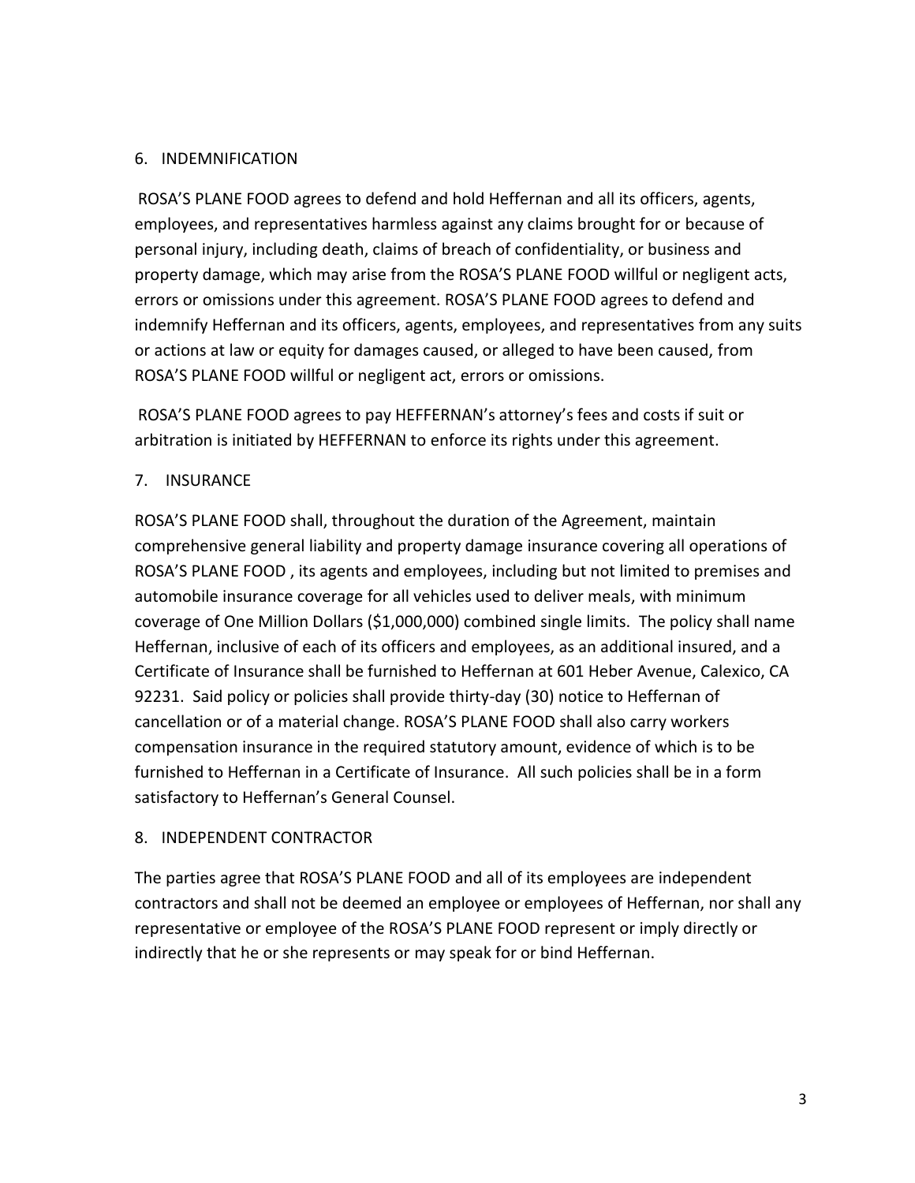## 6. INDEMNIFICATION

ROSA'S PLANE FOOD agrees to defend and hold Heffernan and all its officers, agents, employees, and representatives harmless against any claims brought for or because of personal injury, including death, claims of breach of confidentiality, or business and property damage, which may arise from the ROSA'S PLANE FOOD willful or negligent acts, errors or omissions under this agreement. ROSA'S PLANE FOOD agrees to defend and indemnify Heffernan and its officers, agents, employees, and representatives from any suits or actions at law or equity for damages caused, or alleged to have been caused, from ROSA'S PLANE FOOD willful or negligent act, errors or omissions.

ROSA'S PLANE FOOD agrees to pay HEFFERNAN's attorney's fees and costs if suit or arbitration is initiated by HEFFERNAN to enforce its rights under this agreement.

## 7. INSURANCE

ROSA'S PLANE FOOD shall, throughout the duration of the Agreement, maintain comprehensive general liability and property damage insurance covering all operations of ROSA'S PLANE FOOD , its agents and employees, including but not limited to premises and automobile insurance coverage for all vehicles used to deliver meals, with minimum coverage of One Million Dollars ($1,000,000) combined single limits. The policy shall name Heffernan, inclusive of each of its officers and employees, as an additional insured, and a Certificate of Insurance shall be furnished to Heffernan at 601 Heber Avenue, Calexico, CA 92231. Said policy or policies shall provide thirty-day (30) notice to Heffernan of cancellation or of a material change. ROSA'S PLANE FOOD shall also carry workers compensation insurance in the required statutory amount, evidence of which is to be furnished to Heffernan in a Certificate of Insurance. All such policies shall be in a form satisfactory to Heffernan's General Counsel.

## 8. INDEPENDENT CONTRACTOR

The parties agree that ROSA'S PLANE FOOD and all of its employees are independent contractors and shall not be deemed an employee or employees of Heffernan, nor shall any representative or employee of the ROSA'S PLANE FOOD represent or imply directly or indirectly that he or she represents or may speak for or bind Heffernan.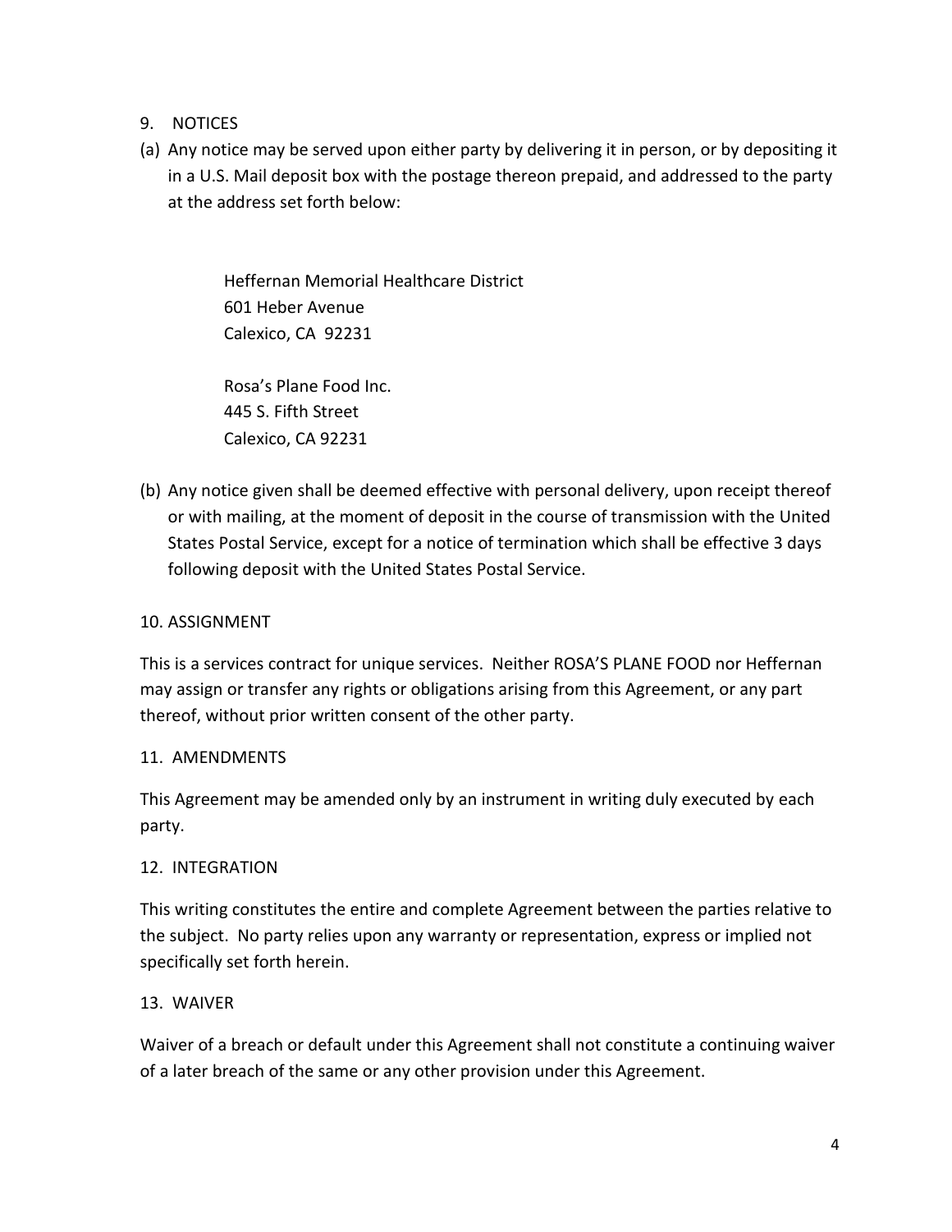9. NOTICES

(a) Any notice may be served upon either party by delivering it in person, or by depositing it in a U.S. Mail deposit box with the postage thereon prepaid, and addressed to the party at the address set forth below:

Heffernan Memorial Healthcare District
601 Heber Avenue
Calexico, CA 92231

Rosa's Plane Food Inc.
445 S. Fifth Street
Calexico, CA 92231

(b) Any notice given shall be deemed effective with personal delivery, upon receipt thereof or with mailing, at the moment of deposit in the course of transmission with the United States Postal Service, except for a notice of termination which shall be effective 3 days following deposit with the United States Postal Service.

10. ASSIGNMENT

This is a services contract for unique services. Neither ROSA'S PLANE FOOD nor Heffernan may assign or transfer any rights or obligations arising from this Agreement, or any part thereof, without prior written consent of the other party.

11. AMENDMENTS

This Agreement may be amended only by an instrument in writing duly executed by each party.

12. INTEGRATION

This writing constitutes the entire and complete Agreement between the parties relative to the subject. No party relies upon any warranty or representation, express or implied not specifically set forth herein.

13. WAIVER

Waiver of a breach or default under this Agreement shall not constitute a continuing waiver of a later breach of the same or any other provision under this Agreement.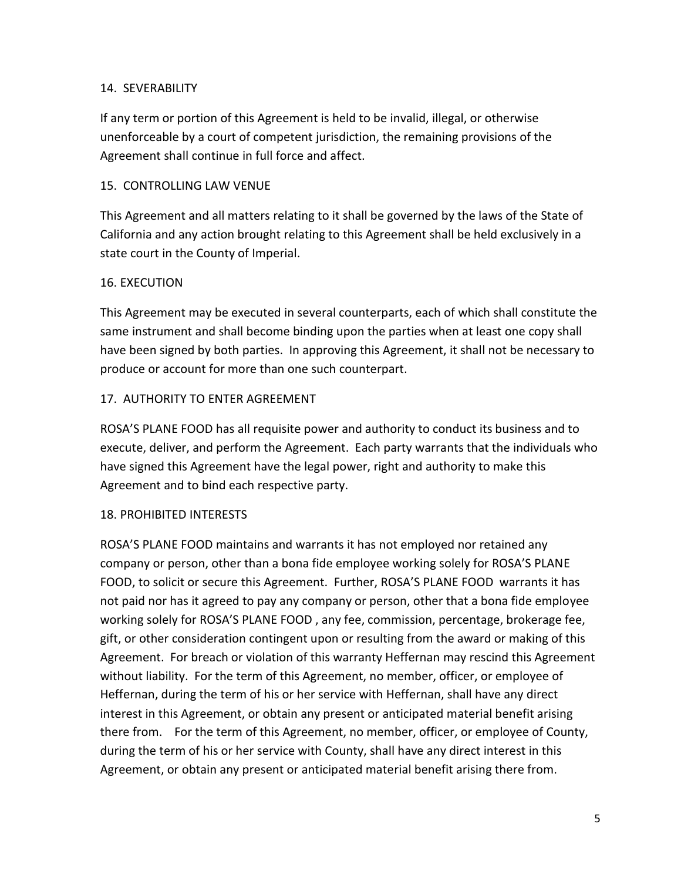## 14. SEVERABILITY

If any term or portion of this Agreement is held to be invalid, illegal, or otherwise unenforceable by a court of competent jurisdiction, the remaining provisions of the Agreement shall continue in full force and affect.

## 15. CONTROLLING LAW VENUE

This Agreement and all matters relating to it shall be governed by the laws of the State of California and any action brought relating to this Agreement shall be held exclusively in a state court in the County of Imperial.

## 16. EXECUTION

This Agreement may be executed in several counterparts, each of which shall constitute the same instrument and shall become binding upon the parties when at least one copy shall have been signed by both parties. In approving this Agreement, it shall not be necessary to produce or account for more than one such counterpart.

## 17. AUTHORITY TO ENTER AGREEMENT

ROSA'S PLANE FOOD has all requisite power and authority to conduct its business and to execute, deliver, and perform the Agreement. Each party warrants that the individuals who have signed this Agreement have the legal power, right and authority to make this Agreement and to bind each respective party.

## 18. PROHIBITED INTERESTS

ROSA'S PLANE FOOD maintains and warrants it has not employed nor retained any company or person, other than a bona fide employee working solely for ROSA'S PLANE FOOD, to solicit or secure this Agreement. Further, ROSA'S PLANE FOOD warrants it has not paid nor has it agreed to pay any company or person, other that a bona fide employee working solely for ROSA'S PLANE FOOD , any fee, commission, percentage, brokerage fee, gift, or other consideration contingent upon or resulting from the award or making of this Agreement. For breach or violation of this warranty Heffernan may rescind this Agreement without liability. For the term of this Agreement, no member, officer, or employee of Heffernan, during the term of his or her service with Heffernan, shall have any direct interest in this Agreement, or obtain any present or anticipated material benefit arising there from. For the term of this Agreement, no member, officer, or employee of County, during the term of his or her service with County, shall have any direct interest in this Agreement, or obtain any present or anticipated material benefit arising there from.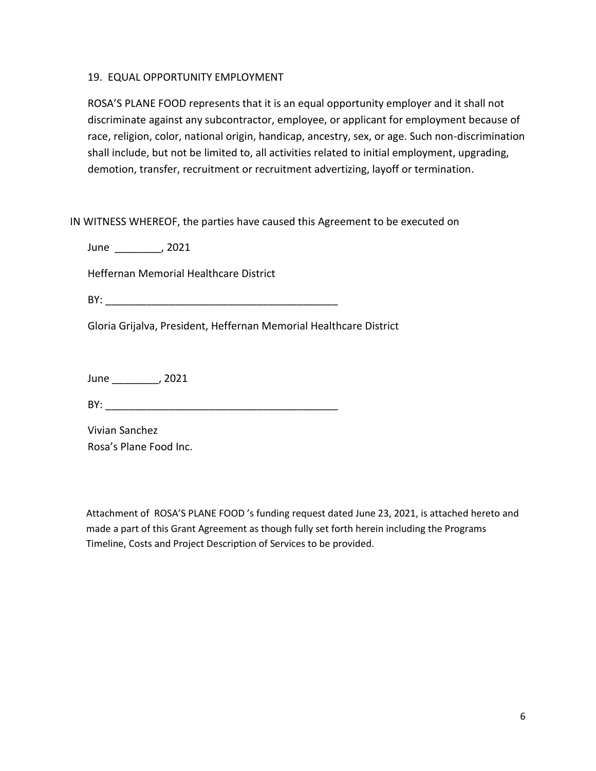19. EQUAL OPPORTUNITY EMPLOYMENT

ROSA'S PLANE FOOD represents that it is an equal opportunity employer and it shall not discriminate against any subcontractor, employee, or applicant for employment because of race, religion, color, national origin, handicap, ancestry, sex, or age. Such non-discrimination shall include, but not be limited to, all activities related to initial employment, upgrading, demotion, transfer, recruitment or recruitment advertizing, layoff or termination.

IN WITNESS WHEREOF, the parties have caused this Agreement to be executed on

June ________, 2021

Heffernan Memorial Healthcare District

BY: ________________________________________

Gloria Grijalva, President, Heffernan Memorial Healthcare District

June ________, 2021

BY: ________________________________________

Vivian Sanchez
Rosa's Plane Food Inc.

Attachment of ROSA'S PLANE FOOD 's funding request dated June 23, 2021, is attached hereto and made a part of this Grant Agreement as though fully set forth herein including the Programs Timeline, Costs and Project Description of Services to be provided.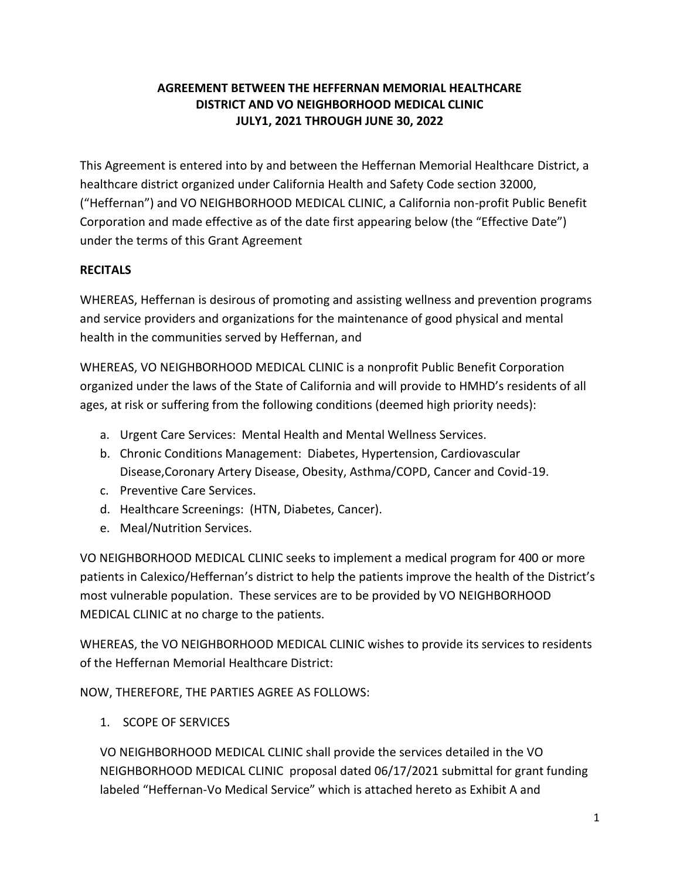**AGREEMENT BETWEEN THE HEFFERNAN MEMORIAL HEALTHCARE DISTRICT AND VO NEIGHBORHOOD MEDICAL CLINIC JULY1, 2021 THROUGH JUNE 30, 2022**

This Agreement is entered into by and between the Heffernan Memorial Healthcare District, a healthcare district organized under California Health and Safety Code section 32000, ("Heffernan") and VO NEIGHBORHOOD MEDICAL CLINIC, a California non-profit Public Benefit Corporation and made effective as of the date first appearing below (the "Effective Date") under the terms of this Grant Agreement

**RECITALS**

WHEREAS, Heffernan is desirous of promoting and assisting wellness and prevention programs and service providers and organizations for the maintenance of good physical and mental health in the communities served by Heffernan, and

WHEREAS, VO NEIGHBORHOOD MEDICAL CLINIC is a nonprofit Public Benefit Corporation organized under the laws of the State of California and will provide to HMHD's residents of all ages, at risk or suffering from the following conditions (deemed high priority needs):

a. Urgent Care Services: Mental Health and Mental Wellness Services.
b. Chronic Conditions Management: Diabetes, Hypertension, Cardiovascular Disease,Coronary Artery Disease, Obesity, Asthma/COPD, Cancer and Covid-19.
c. Preventive Care Services.
d. Healthcare Screenings: (HTN, Diabetes, Cancer).
e. Meal/Nutrition Services.

VO NEIGHBORHOOD MEDICAL CLINIC seeks to implement a medical program for 400 or more patients in Calexico/Heffernan's district to help the patients improve the health of the District's most vulnerable population. These services are to be provided by VO NEIGHBORHOOD MEDICAL CLINIC at no charge to the patients.

WHEREAS, the VO NEIGHBORHOOD MEDICAL CLINIC wishes to provide its services to residents of the Heffernan Memorial Healthcare District:

NOW, THEREFORE, THE PARTIES AGREE AS FOLLOWS:

1. SCOPE OF SERVICES

VO NEIGHBORHOOD MEDICAL CLINIC shall provide the services detailed in the VO NEIGHBORHOOD MEDICAL CLINIC proposal dated 06/17/2021 submittal for grant funding labeled "Heffernan-Vo Medical Service" which is attached hereto as Exhibit A and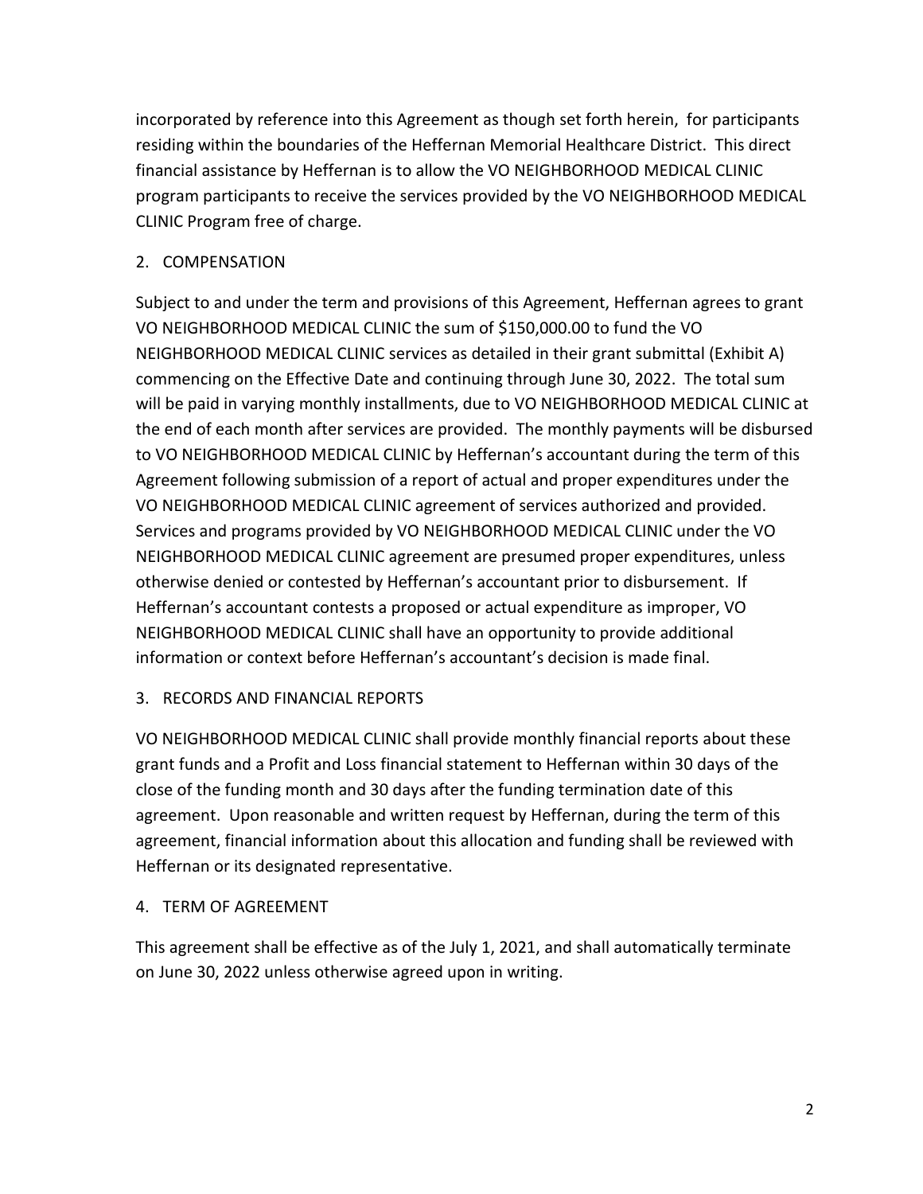incorporated by reference into this Agreement as though set forth herein, for participants residing within the boundaries of the Heffernan Memorial Healthcare District. This direct financial assistance by Heffernan is to allow the VO NEIGHBORHOOD MEDICAL CLINIC program participants to receive the services provided by the VO NEIGHBORHOOD MEDICAL CLINIC Program free of charge.

2. COMPENSATION

Subject to and under the term and provisions of this Agreement, Heffernan agrees to grant VO NEIGHBORHOOD MEDICAL CLINIC the sum of $150,000.00 to fund the VO NEIGHBORHOOD MEDICAL CLINIC services as detailed in their grant submittal (Exhibit A) commencing on the Effective Date and continuing through June 30, 2022. The total sum will be paid in varying monthly installments, due to VO NEIGHBORHOOD MEDICAL CLINIC at the end of each month after services are provided. The monthly payments will be disbursed to VO NEIGHBORHOOD MEDICAL CLINIC by Heffernan's accountant during the term of this Agreement following submission of a report of actual and proper expenditures under the VO NEIGHBORHOOD MEDICAL CLINIC agreement of services authorized and provided. Services and programs provided by VO NEIGHBORHOOD MEDICAL CLINIC under the VO NEIGHBORHOOD MEDICAL CLINIC agreement are presumed proper expenditures, unless otherwise denied or contested by Heffernan's accountant prior to disbursement. If Heffernan's accountant contests a proposed or actual expenditure as improper, VO NEIGHBORHOOD MEDICAL CLINIC shall have an opportunity to provide additional information or context before Heffernan's accountant's decision is made final.

3. RECORDS AND FINANCIAL REPORTS

VO NEIGHBORHOOD MEDICAL CLINIC shall provide monthly financial reports about these grant funds and a Profit and Loss financial statement to Heffernan within 30 days of the close of the funding month and 30 days after the funding termination date of this agreement. Upon reasonable and written request by Heffernan, during the term of this agreement, financial information about this allocation and funding shall be reviewed with Heffernan or its designated representative.

4. TERM OF AGREEMENT

This agreement shall be effective as of the July 1, 2021, and shall automatically terminate on June 30, 2022 unless otherwise agreed upon in writing.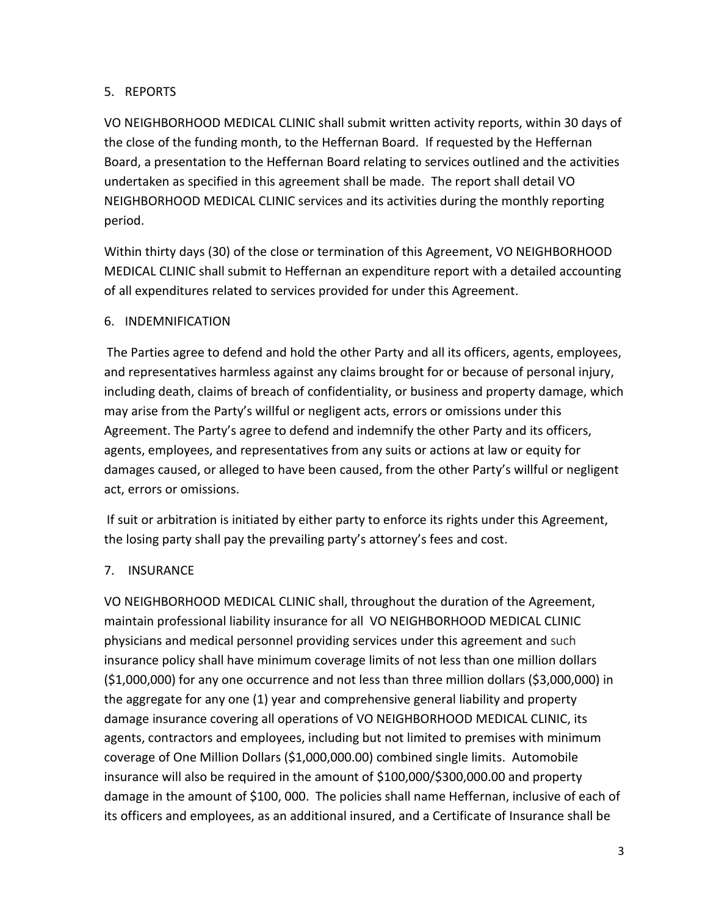5. REPORTS

VO NEIGHBORHOOD MEDICAL CLINIC shall submit written activity reports, within 30 days of the close of the funding month, to the Heffernan Board. If requested by the Heffernan Board, a presentation to the Heffernan Board relating to services outlined and the activities undertaken as specified in this agreement shall be made. The report shall detail VO NEIGHBORHOOD MEDICAL CLINIC services and its activities during the monthly reporting period.

Within thirty days (30) of the close or termination of this Agreement, VO NEIGHBORHOOD MEDICAL CLINIC shall submit to Heffernan an expenditure report with a detailed accounting of all expenditures related to services provided for under this Agreement.

6. INDEMNIFICATION

The Parties agree to defend and hold the other Party and all its officers, agents, employees, and representatives harmless against any claims brought for or because of personal injury, including death, claims of breach of confidentiality, or business and property damage, which may arise from the Party's willful or negligent acts, errors or omissions under this Agreement. The Party's agree to defend and indemnify the other Party and its officers, agents, employees, and representatives from any suits or actions at law or equity for damages caused, or alleged to have been caused, from the other Party's willful or negligent act, errors or omissions.

If suit or arbitration is initiated by either party to enforce its rights under this Agreement, the losing party shall pay the prevailing party's attorney's fees and cost.

7. INSURANCE

VO NEIGHBORHOOD MEDICAL CLINIC shall, throughout the duration of the Agreement, maintain professional liability insurance for all VO NEIGHBORHOOD MEDICAL CLINIC physicians and medical personnel providing services under this agreement and such insurance policy shall have minimum coverage limits of not less than one million dollars ($1,000,000) for any one occurrence and not less than three million dollars ($3,000,000) in the aggregate for any one (1) year and comprehensive general liability and property damage insurance covering all operations of VO NEIGHBORHOOD MEDICAL CLINIC, its agents, contractors and employees, including but not limited to premises with minimum coverage of One Million Dollars ($1,000,000.00) combined single limits. Automobile insurance will also be required in the amount of $100,000/$300,000.00 and property damage in the amount of $100, 000. The policies shall name Heffernan, inclusive of each of its officers and employees, as an additional insured, and a Certificate of Insurance shall be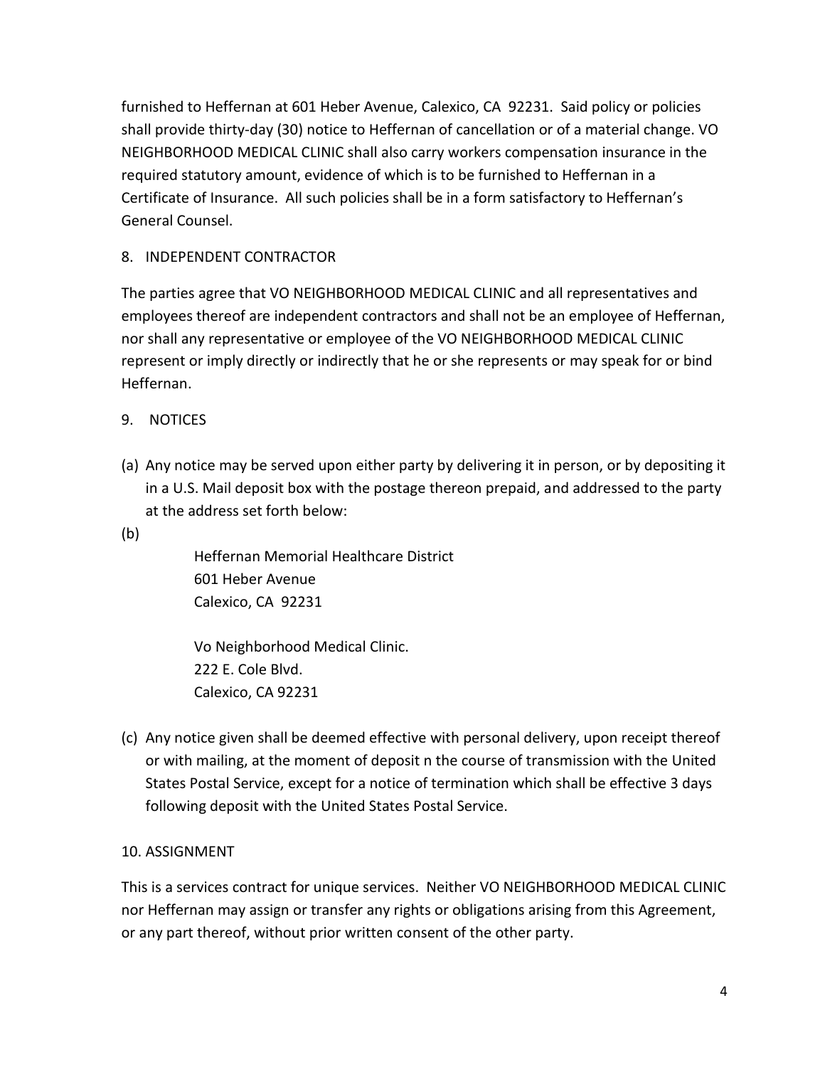furnished to Heffernan at 601 Heber Avenue, Calexico, CA 92231. Said policy or policies shall provide thirty-day (30) notice to Heffernan of cancellation or of a material change. VO NEIGHBORHOOD MEDICAL CLINIC shall also carry workers compensation insurance in the required statutory amount, evidence of which is to be furnished to Heffernan in a Certificate of Insurance. All such policies shall be in a form satisfactory to Heffernan's General Counsel.

8. INDEPENDENT CONTRACTOR

The parties agree that VO NEIGHBORHOOD MEDICAL CLINIC and all representatives and employees thereof are independent contractors and shall not be an employee of Heffernan, nor shall any representative or employee of the VO NEIGHBORHOOD MEDICAL CLINIC represent or imply directly or indirectly that he or she represents or may speak for or bind Heffernan.

9. NOTICES

(a) Any notice may be served upon either party by delivering it in person, or by depositing it in a U.S. Mail deposit box with the postage thereon prepaid, and addressed to the party at the address set forth below:

(b)

Heffernan Memorial Healthcare District
601 Heber Avenue
Calexico, CA 92231

Vo Neighborhood Medical Clinic.
222 E. Cole Blvd.
Calexico, CA 92231

(c) Any notice given shall be deemed effective with personal delivery, upon receipt thereof or with mailing, at the moment of deposit n the course of transmission with the United States Postal Service, except for a notice of termination which shall be effective 3 days following deposit with the United States Postal Service.

10. ASSIGNMENT

This is a services contract for unique services. Neither VO NEIGHBORHOOD MEDICAL CLINIC nor Heffernan may assign or transfer any rights or obligations arising from this Agreement, or any part thereof, without prior written consent of the other party.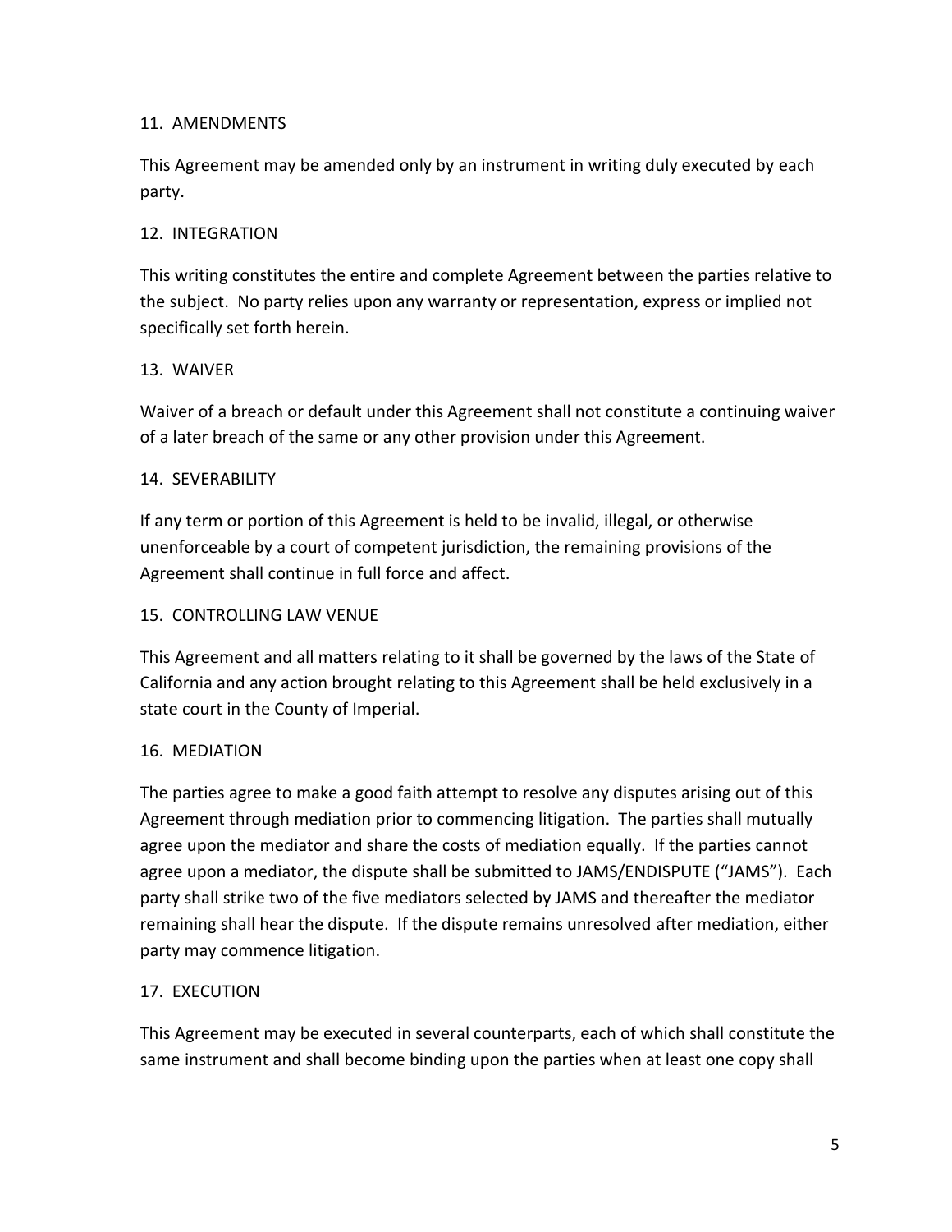## 11. AMENDMENTS

This Agreement may be amended only by an instrument in writing duly executed by each party.

## 12. INTEGRATION

This writing constitutes the entire and complete Agreement between the parties relative to the subject. No party relies upon any warranty or representation, express or implied not specifically set forth herein.

## 13. WAIVER

Waiver of a breach or default under this Agreement shall not constitute a continuing waiver of a later breach of the same or any other provision under this Agreement.

## 14. SEVERABILITY

If any term or portion of this Agreement is held to be invalid, illegal, or otherwise unenforceable by a court of competent jurisdiction, the remaining provisions of the Agreement shall continue in full force and affect.

## 15. CONTROLLING LAW VENUE

This Agreement and all matters relating to it shall be governed by the laws of the State of California and any action brought relating to this Agreement shall be held exclusively in a state court in the County of Imperial.

## 16. MEDIATION

The parties agree to make a good faith attempt to resolve any disputes arising out of this Agreement through mediation prior to commencing litigation. The parties shall mutually agree upon the mediator and share the costs of mediation equally. If the parties cannot agree upon a mediator, the dispute shall be submitted to JAMS/ENDISPUTE ("JAMS"). Each party shall strike two of the five mediators selected by JAMS and thereafter the mediator remaining shall hear the dispute. If the dispute remains unresolved after mediation, either party may commence litigation.

## 17. EXECUTION

This Agreement may be executed in several counterparts, each of which shall constitute the same instrument and shall become binding upon the parties when at least one copy shall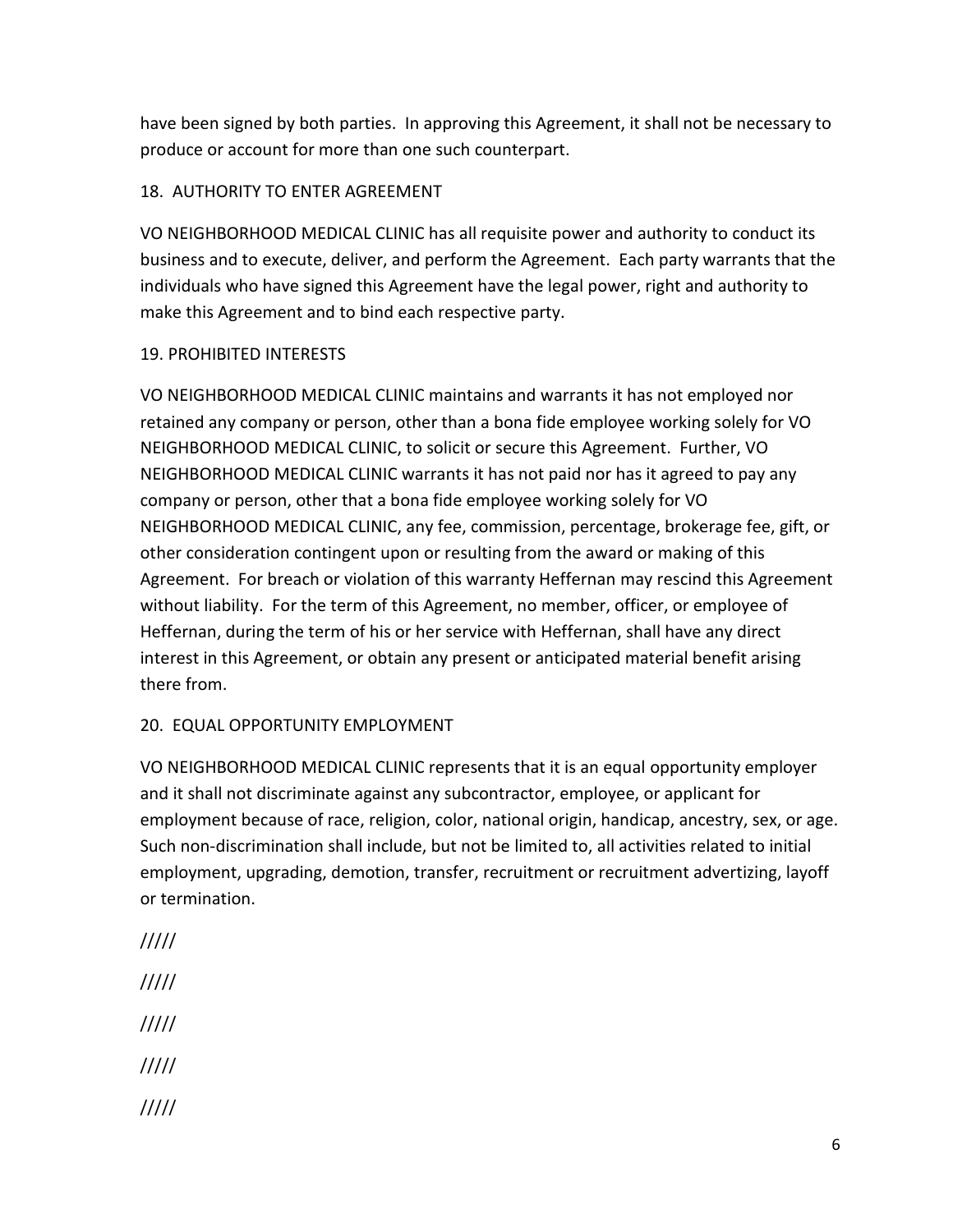have been signed by both parties. In approving this Agreement, it shall not be necessary to produce or account for more than one such counterpart.

18. AUTHORITY TO ENTER AGREEMENT

VO NEIGHBORHOOD MEDICAL CLINIC has all requisite power and authority to conduct its business and to execute, deliver, and perform the Agreement. Each party warrants that the individuals who have signed this Agreement have the legal power, right and authority to make this Agreement and to bind each respective party.

19. PROHIBITED INTERESTS

VO NEIGHBORHOOD MEDICAL CLINIC maintains and warrants it has not employed nor retained any company or person, other than a bona fide employee working solely for VO NEIGHBORHOOD MEDICAL CLINIC, to solicit or secure this Agreement. Further, VO NEIGHBORHOOD MEDICAL CLINIC warrants it has not paid nor has it agreed to pay any company or person, other that a bona fide employee working solely for VO NEIGHBORHOOD MEDICAL CLINIC, any fee, commission, percentage, brokerage fee, gift, or other consideration contingent upon or resulting from the award or making of this Agreement. For breach or violation of this warranty Heffernan may rescind this Agreement without liability. For the term of this Agreement, no member, officer, or employee of Heffernan, during the term of his or her service with Heffernan, shall have any direct interest in this Agreement, or obtain any present or anticipated material benefit arising there from.

20. EQUAL OPPORTUNITY EMPLOYMENT

VO NEIGHBORHOOD MEDICAL CLINIC represents that it is an equal opportunity employer and it shall not discriminate against any subcontractor, employee, or applicant for employment because of race, religion, color, national origin, handicap, ancestry, sex, or age. Such non-discrimination shall include, but not be limited to, all activities related to initial employment, upgrading, demotion, transfer, recruitment or recruitment advertizing, layoff or termination.

/////

/////

/////

/////

/////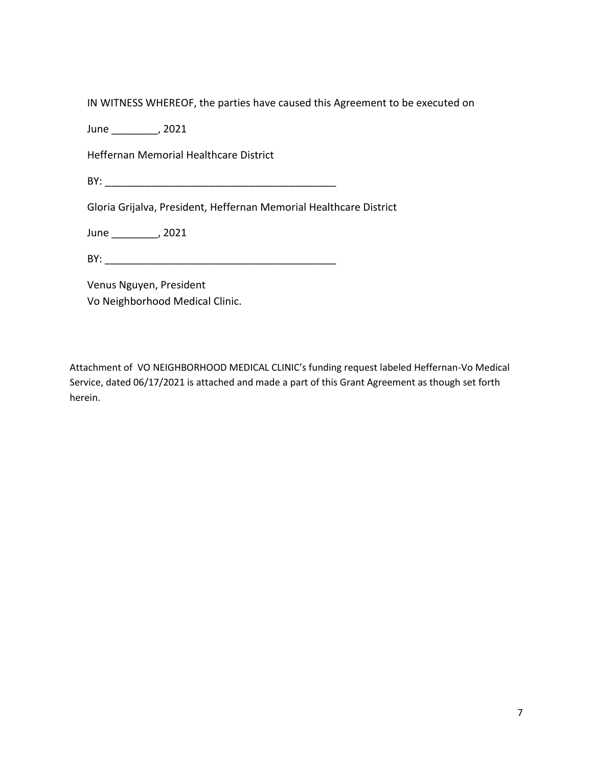IN WITNESS WHEREOF, the parties have caused this Agreement to be executed on

June ________, 2021

Heffernan Memorial Healthcare District

BY: ________________________________________

Gloria Grijalva, President, Heffernan Memorial Healthcare District

June ________, 2021

BY: ________________________________________

Venus Nguyen, President
Vo Neighborhood Medical Clinic.

Attachment of VO NEIGHBORHOOD MEDICAL CLINIC's funding request labeled Heffernan-Vo Medical Service, dated 06/17/2021 is attached and made a part of this Grant Agreement as though set forth herein.